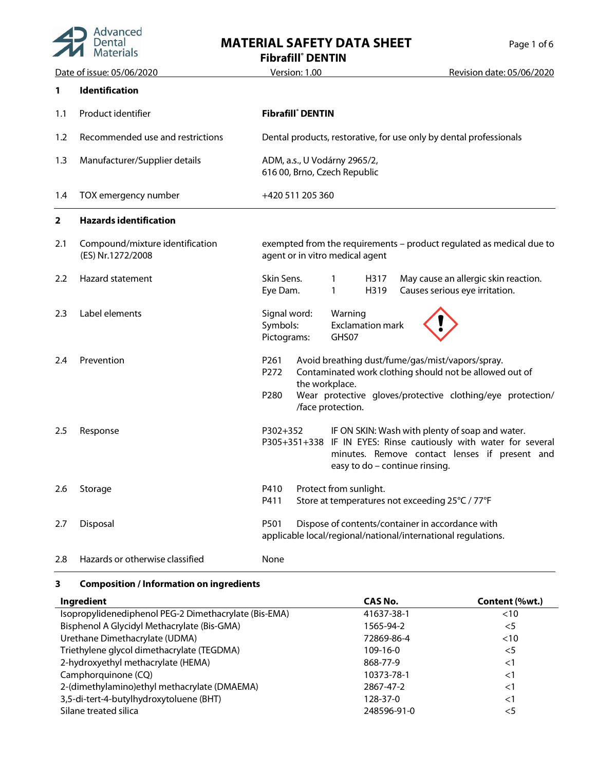# MATERIAL SAFETY DATA SHEET

## Fibrafill® DENTIN

Date of issue: 05/06/2020 | Version: 1.00 | Revision date: 05/06/2020

## 1 Identification

| | | |
|---|---|---|
| 1.1 | Product identifier | **Fibrafill® DENTIN** |
| 1.2 | Recommended use and restrictions | Dental products, restorative, for use only by dental professionals |
| 1.3 | Manufacturer/Supplier details | ADM, a.s., U Vodárny 2965/2, 616 00, Brno, Czech Republic |
| 1.4 | TOX emergency number | +420 511 205 360 |

## 2 Hazards identification

| | | |
|---|---|---|
| 2.1 | Compound/mixture identification (ES) Nr.1272/2008 | exempted from the requirements – product regulated as medical due to agent or in vitro medical agent |
| 2.2 | Hazard statement | Skin Sens. 1 H317 May cause an allergic skin reaction.<br>Eye Dam. 1 H319 Causes serious eye irritation. |
| 2.3 | Label elements | Signal word: Warning<br>Symbols: Exclamation mark<br>Pictograms: GHS07 |
| 2.4 | Prevention | P261 Avoid breathing dust/fume/gas/mist/vapors/spray.<br>P272 Contaminated work clothing should not be allowed out of the workplace.<br>P280 Wear protective gloves/protective clothing/eye protection/ /face protection. |
| 2.5 | Response | P302+352 IF ON SKIN: Wash with plenty of soap and water.<br>P305+351+338 IF IN EYES: Rinse cautiously with water for several minutes. Remove contact lenses if present and easy to do – continue rinsing. |
| 2.6 | Storage | P410 Protect from sunlight.<br>P411 Store at temperatures not exceeding 25°C / 77°F |
| 2.7 | Disposal | P501 Dispose of contents/container in accordance with applicable local/regional/national/international regulations. |
| 2.8 | Hazards or otherwise classified | None |

## 3 Composition / Information on ingredients

| Ingredient | CAS No. | Content (%wt.) |
|---|---|---|
| Isopropylidenediphenol PEG-2 Dimethacrylate (Bis-EMA) | 41637-38-1 | <10 |
| Bisphenol A Glycidyl Methacrylate (Bis-GMA) | 1565-94-2 | <5 |
| Urethane Dimethacrylate (UDMA) | 72869-86-4 | <10 |
| Triethylene glycol dimethacrylate (TEGDMA) | 109-16-0 | <5 |
| 2-hydroxyethyl methacrylate (HEMA) | 868-77-9 | <1 |
| Camphorquinone (CQ) | 10373-78-1 | <1 |
| 2-(dimethylamino)ethyl methacrylate (DMAEMA) | 2867-47-2 | <1 |
| 3,5-di-tert-4-butylhydroxytoluene (BHT) | 128-37-0 | <1 |
| Silane treated silica | 248596-91-0 | <5 |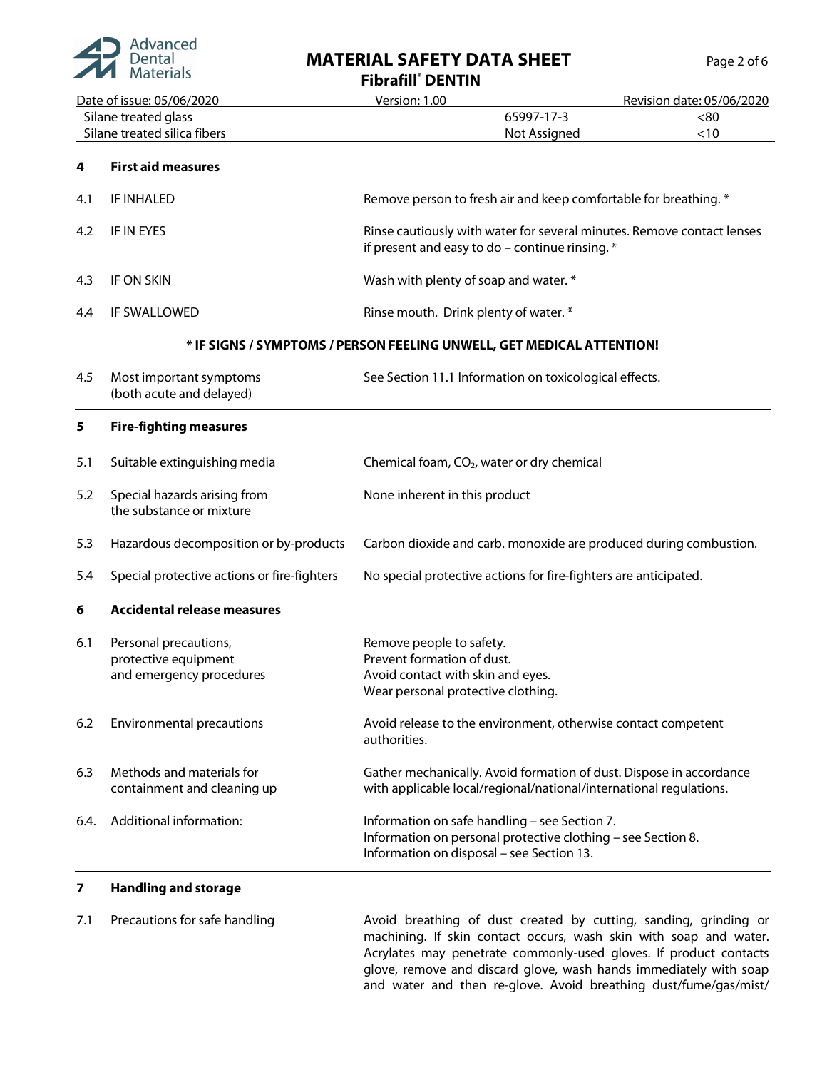| | | |
|---|---|---|
| Silane treated glass | 65997-17-3 | <80 |
| Silane treated silica fibers | Not Assigned | <10 |

## 4 First aid measures

| | | |
|---|---|---|
| 4.1 | IF INHALED | Remove person to fresh air and keep comfortable for breathing. * |
| 4.2 | IF IN EYES | Rinse cautiously with water for several minutes. Remove contact lenses if present and easy to do – continue rinsing. * |
| 4.3 | IF ON SKIN | Wash with plenty of soap and water. * |
| 4.4 | IF SWALLOWED | Rinse mouth. Drink plenty of water. * |

**\* IF SIGNS / SYMPTOMS / PERSON FEELING UNWELL, GET MEDICAL ATTENTION!**

| | | |
|---|---|---|
| 4.5 | Most important symptoms (both acute and delayed) | See Section 11.1 Information on toxicological effects. |

## 5 Fire-fighting measures

| | | |
|---|---|---|
| 5.1 | Suitable extinguishing media | Chemical foam, $CO_2$, water or dry chemical |
| 5.2 | Special hazards arising from the substance or mixture | None inherent in this product |
| 5.3 | Hazardous decomposition or by-products | Carbon dioxide and carb. monoxide are produced during combustion. |
| 5.4 | Special protective actions or fire-fighters | No special protective actions for fire-fighters are anticipated. |

## 6 Accidental release measures

| | | |
|---|---|---|
| 6.1 | Personal precautions, protective equipment and emergency procedures | Remove people to safety.<br>Prevent formation of dust.<br>Avoid contact with skin and eyes.<br>Wear personal protective clothing. |
| 6.2 | Environmental precautions | Avoid release to the environment, otherwise contact competent authorities. |
| 6.3 | Methods and materials for containment and cleaning up | Gather mechanically. Avoid formation of dust. Dispose in accordance with applicable local/regional/national/international regulations. |
| 6.4. | Additional information: | Information on safe handling – see Section 7.<br>Information on personal protective clothing – see Section 8.<br>Information on disposal – see Section 13. |

## 7 Handling and storage

| | | |
|---|---|---|
| 7.1 | Precautions for safe handling | Avoid breathing of dust created by cutting, sanding, grinding or machining. If skin contact occurs, wash skin with soap and water. Acrylates may penetrate commonly-used gloves. If product contacts glove, remove and discard glove, wash hands immediately with soap and water and then re-glove. Avoid breathing dust/fume/gas/mist/ |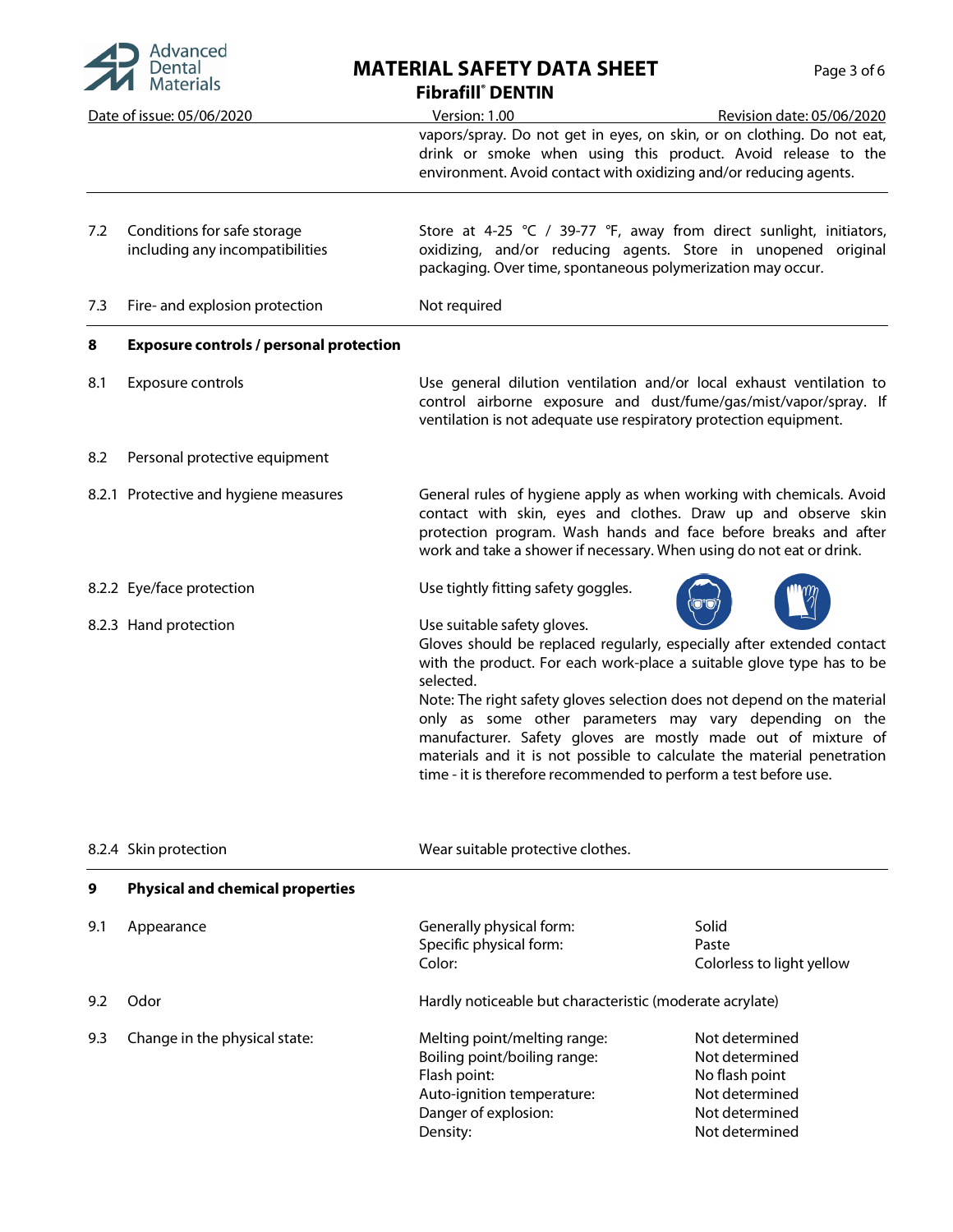vapors/spray. Do not get in eyes, on skin, or on clothing. Do not eat, drink or smoke when using this product. Avoid release to the environment. Avoid contact with oxidizing and/or reducing agents.

| | | |
|---|---|---|
| 7.2 | Conditions for safe storage including any incompatibilities | Store at 4-25 °C / 39-77 °F, away from direct sunlight, initiators, oxidizing, and/or reducing agents. Store in unopened original packaging. Over time, spontaneous polymerization may occur. |
| 7.3 | Fire- and explosion protection | Not required |

## 8 Exposure controls / personal protection

| | | |
|---|---|---|
| 8.1 | Exposure controls | Use general dilution ventilation and/or local exhaust ventilation to control airborne exposure and dust/fume/gas/mist/vapor/spray. If ventilation is not adequate use respiratory protection equipment. |
| 8.2 | Personal protective equipment | |
| 8.2.1 | Protective and hygiene measures | General rules of hygiene apply as when working with chemicals. Avoid contact with skin, eyes and clothes. Draw up and observe skin protection program. Wash hands and face before breaks and after work and take a shower if necessary. When using do not eat or drink. |
| 8.2.2 | Eye/face protection | Use tightly fitting safety goggles. |
| 8.2.3 | Hand protection | Use suitable safety gloves. Gloves should be replaced regularly, especially after extended contact with the product. For each work-place a suitable glove type has to be selected. Note: The right safety gloves selection does not depend on the material only as some other parameters may vary depending on the manufacturer. Safety gloves are mostly made out of mixture of materials and it is not possible to calculate the material penetration time - it is therefore recommended to perform a test before use. |
| 8.2.4 | Skin protection | Wear suitable protective clothes. |

## 9 Physical and chemical properties

| | | | |
|---|---|---|---|
| 9.1 | Appearance | Generally physical form: | Solid |
| | | Specific physical form: | Paste |
| | | Color: | Colorless to light yellow |
| 9.2 | Odor | Hardly noticeable but characteristic (moderate acrylate) | |
| 9.3 | Change in the physical state: | Melting point/melting range: | Not determined |
| | | Boiling point/boiling range: | Not determined |
| | | Flash point: | No flash point |
| | | Auto-ignition temperature: | Not determined |
| | | Danger of explosion: | Not determined |
| | | Density: | Not determined |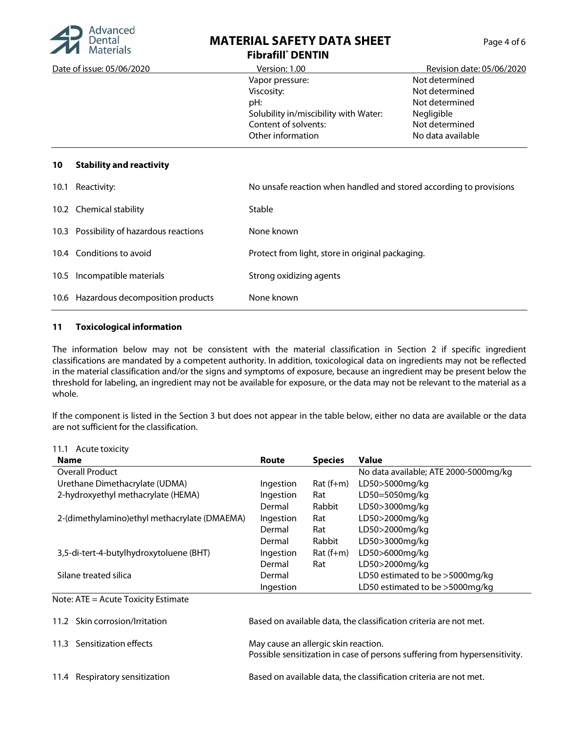| | |
|---|---|
| Vapor pressure: | Not determined |
| Viscosity: | Not determined |
| pH: | Not determined |
| Solubility in/miscibility with Water: | Negligible |
| Content of solvents: | Not determined |
| Other information | No data available |

## 10 Stability and reactivity

| | |
|---|---|
| 10.1 Reactivity: | No unsafe reaction when handled and stored according to provisions |
| 10.2 Chemical stability | Stable |
| 10.3 Possibility of hazardous reactions | None known |
| 10.4 Conditions to avoid | Protect from light, store in original packaging. |
| 10.5 Incompatible materials | Strong oxidizing agents |
| 10.6 Hazardous decomposition products | None known |

## 11 Toxicological information

The information below may not be consistent with the material classification in Section 2 if specific ingredient classifications are mandated by a competent authority. In addition, toxicological data on ingredients may not be reflected in the material classification and/or the signs and symptoms of exposure, because an ingredient may be present below the threshold for labeling, an ingredient may not be available for exposure, or the data may not be relevant to the material as a whole.

If the component is listed in the Section 3 but does not appear in the table below, either no data are available or the data are not sufficient for the classification.

11.1 Acute toxicity

| Name | Route | Species | Value |
|---|---|---|---|
| Overall Product | | | No data available; ATE 2000-5000mg/kg |
| Urethane Dimethacrylate (UDMA) | Ingestion | Rat (f+m) | LD50>5000mg/kg |
| 2-hydroxyethyl methacrylate (HEMA) | Ingestion | Rat | LD50=5050mg/kg |
| | Dermal | Rabbit | LD50>3000mg/kg |
| 2-(dimethylamino)ethyl methacrylate (DMAEMA) | Ingestion | Rat | LD50>2000mg/kg |
| | Dermal | Rat | LD50>2000mg/kg |
| | Dermal | Rabbit | LD50>3000mg/kg |
| 3,5-di-tert-4-butylhydroxytoluene (BHT) | Ingestion | Rat (f+m) | LD50>6000mg/kg |
| | Dermal | Rat | LD50>2000mg/kg |
| Silane treated silica | Dermal | | LD50 estimated to be >5000mg/kg |
| | Ingestion | | LD50 estimated to be >5000mg/kg |

Note: ATE = Acute Toxicity Estimate

| | |
|---|---|
| 11.2 Skin corrosion/Irritation | Based on available data, the classification criteria are not met. |
| 11.3 Sensitization effects | May cause an allergic skin reaction.<br>Possible sensitization in case of persons suffering from hypersensitivity. |
| 11.4 Respiratory sensitization | Based on available data, the classification criteria are not met. |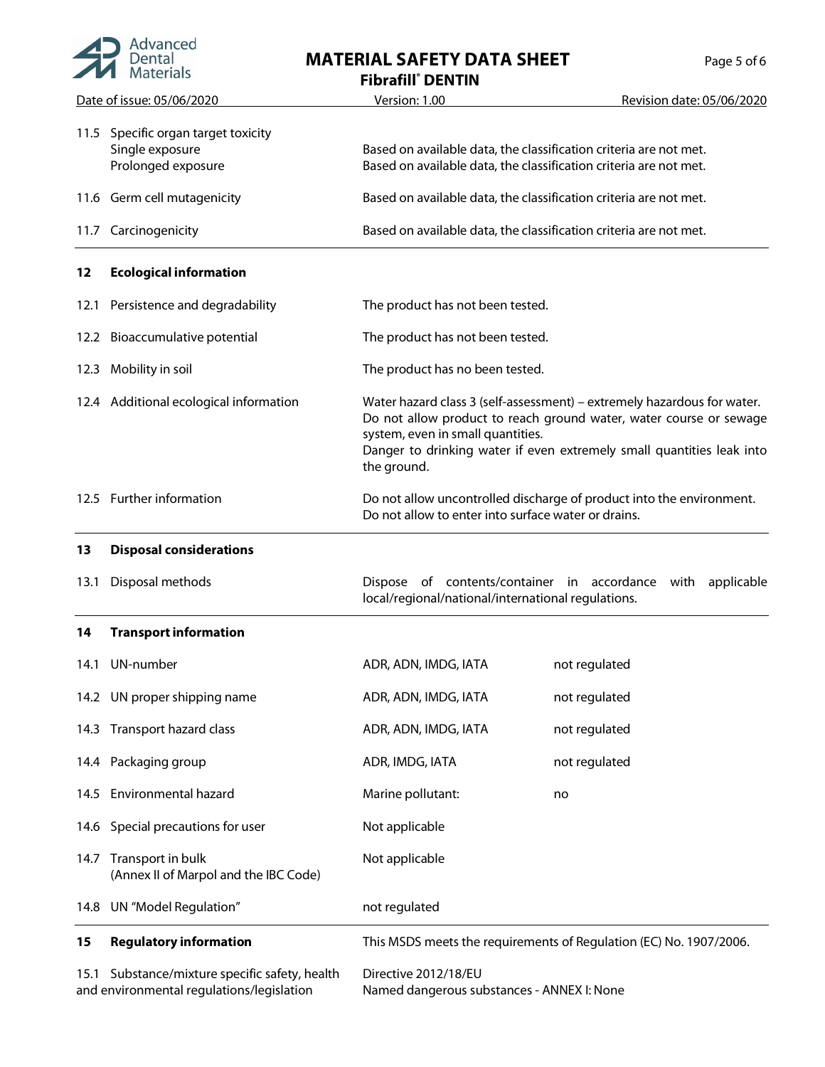| | |
|---|---|
| 11.5 Specific organ target toxicity | |
| Single exposure | Based on available data, the classification criteria are not met. |
| Prolonged exposure | Based on available data, the classification criteria are not met. |
| 11.6 Germ cell mutagenicity | Based on available data, the classification criteria are not met. |
| 11.7 Carcinogenicity | Based on available data, the classification criteria are not met. |

## 12 Ecological information

| | |
|---|---|
| 12.1 Persistence and degradability | The product has not been tested. |
| 12.2 Bioaccumulative potential | The product has not been tested. |
| 12.3 Mobility in soil | The product has no been tested. |
| 12.4 Additional ecological information | Water hazard class 3 (self-assessment) – extremely hazardous for water. Do not allow product to reach ground water, water course or sewage system, even in small quantities. Danger to drinking water if even extremely small quantities leak into the ground. |
| 12.5 Further information | Do not allow uncontrolled discharge of product into the environment. Do not allow to enter into surface water or drains. |

## 13 Disposal considerations

| | |
|---|---|
| 13.1 Disposal methods | Dispose of contents/container in accordance with applicable local/regional/national/international regulations. |

## 14 Transport information

| | | |
|---|---|---|
| 14.1 UN-number | ADR, ADN, IMDG, IATA | not regulated |
| 14.2 UN proper shipping name | ADR, ADN, IMDG, IATA | not regulated |
| 14.3 Transport hazard class | ADR, ADN, IMDG, IATA | not regulated |
| 14.4 Packaging group | ADR, IMDG, IATA | not regulated |
| 14.5 Environmental hazard | Marine pollutant: | no |
| 14.6 Special precautions for user | Not applicable | |
| 14.7 Transport in bulk (Annex II of Marpol and the IBC Code) | Not applicable | |
| 14.8 UN "Model Regulation" | not regulated | |

## 15 Regulatory information

This MSDS meets the requirements of Regulation (EC) No. 1907/2006.

| | |
|---|---|
| 15.1 Substance/mixture specific safety, health and environmental regulations/legislation | Directive 2012/18/EU<br>Named dangerous substances - ANNEX I: None |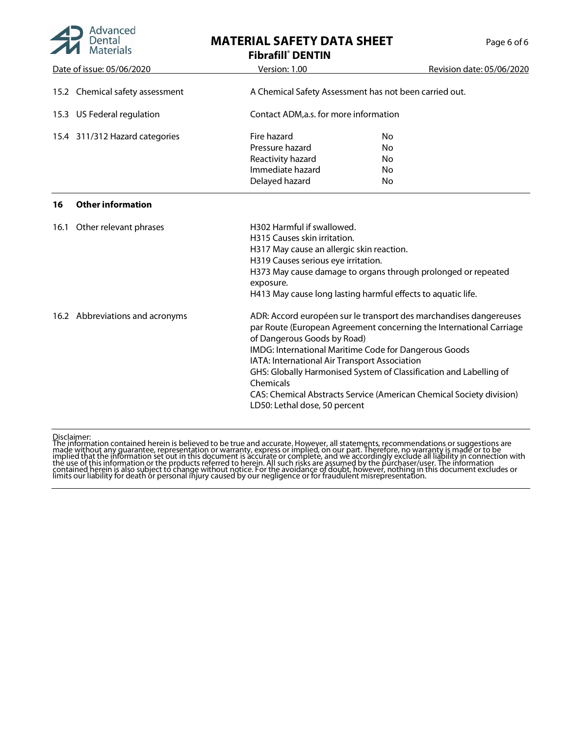| | |
|---|---|
| 15.2 Chemical safety assessment | A Chemical Safety Assessment has not been carried out. |
| 15.3 US Federal regulation | Contact ADM,a.s. for more information |

| 15.4 311/312 Hazard categories | | |
|---|---|---|
| | Fire hazard | No |
| | Pressure hazard | No |
| | Reactivity hazard | No |
| | Immediate hazard | No |
| | Delayed hazard | No |

## 16 Other information

| | |
|---|---|
| 16.1 Other relevant phrases | H302 Harmful if swallowed.<br>H315 Causes skin irritation.<br>H317 May cause an allergic skin reaction.<br>H319 Causes serious eye irritation.<br>H373 May cause damage to organs through prolonged or repeated exposure.<br>H413 May cause long lasting harmful effects to aquatic life. |
| 16.2 Abbreviations and acronyms | ADR: Accord européen sur le transport des marchandises dangereuses par Route (European Agreement concerning the International Carriage of Dangerous Goods by Road)<br>IMDG: International Maritime Code for Dangerous Goods<br>IATA: International Air Transport Association<br>GHS: Globally Harmonised System of Classification and Labelling of Chemicals<br>CAS: Chemical Abstracts Service (American Chemical Society division)<br>LD50: Lethal dose, 50 percent |

Disclaimer:
The information contained herein is believed to be true and accurate. However, all statements, recommendations or suggestions are made without any guarantee, representation or warranty, express or implied, on our part. Therefore, no warranty is made or to be implied that the information set out in this document is accurate or complete, and we accordingly exclude all liability in connection with the use of this information or the products referred to herein. All such risks are assumed by the purchaser/user. The information contained herein is also subject to change without notice. For the avoidance of doubt, however, nothing in this document excludes or limits our liability for death or personal injury caused by our negligence or for fraudulent misrepresentation.